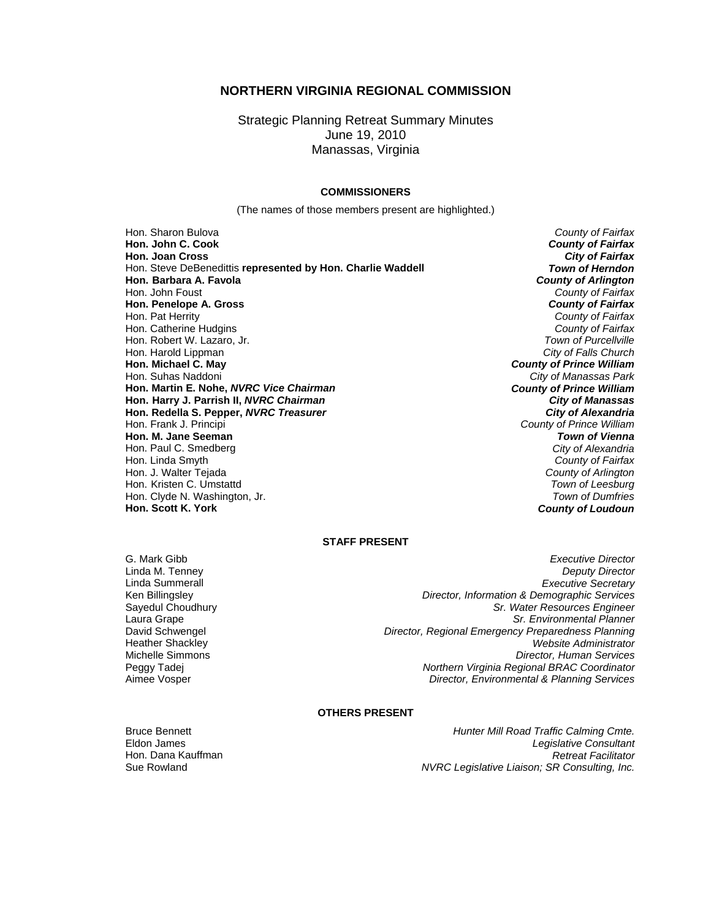# NORTHERN VIRGINIA REGIONAL COMMISSION

Strategic Planning Retreat Summary Minutes
June 19, 2010
Manassas, Virginia

### COMMISSIONERS

(The names of those members present are highlighted.)

| | |
|---|---|
| Hon. Sharon Bulova | *County of Fairfax* |
| **Hon. John C. Cook** | ***County of Fairfax*** |
| **Hon. Joan Cross** | ***City of Fairfax*** |
| Hon. Steve DeBenedittis **represented by Hon. Charlie Waddell** | ***Town of Herndon*** |
| **Hon. Barbara A. Favola** | ***County of Arlington*** |
| Hon. John Foust | *County of Fairfax* |
| **Hon. Penelope A. Gross** | ***County of Fairfax*** |
| Hon. Pat Herrity | *County of Fairfax* |
| Hon. Catherine Hudgins | *County of Fairfax* |
| Hon. Robert W. Lazaro, Jr. | *Town of Purcellville* |
| Hon. Harold Lippman | *City of Falls Church* |
| **Hon. Michael C. May** | ***County of Prince William*** |
| Hon. Suhas Naddoni | *City of Manassas Park* |
| **Hon. Martin E. Nohe, *NVRC Vice Chairman*** | ***County of Prince William*** |
| **Hon. Harry J. Parrish II, *NVRC Chairman*** | ***City of Manassas*** |
| **Hon. Redella S. Pepper, *NVRC Treasurer*** | ***City of Alexandria*** |
| Hon. Frank J. Principi | *County of Prince William* |
| **Hon. M. Jane Seeman** | ***Town of Vienna*** |
| Hon. Paul C. Smedberg | *City of Alexandria* |
| Hon. Linda Smyth | *County of Fairfax* |
| Hon. J. Walter Tejada | *County of Arlington* |
| Hon. Kristen C. Umstattd | *Town of Leesburg* |
| Hon. Clyde N. Washington, Jr. | *Town of Dumfries* |
| **Hon. Scott K. York** | ***County of Loudoun*** |

### STAFF PRESENT

| | |
|---|---|
| G. Mark Gibb | *Executive Director* |
| Linda M. Tenney | *Deputy Director* |
| Linda Summerall | *Executive Secretary* |
| Ken Billingsley | *Director, Information & Demographic Services* |
| Sayedul Choudhury | *Sr. Water Resources Engineer* |
| Laura Grape | *Sr. Environmental Planner* |
| David Schwengel | *Director, Regional Emergency Preparedness Planning* |
| Heather Shackley | *Website Administrator* |
| Michelle Simmons | *Director, Human Services* |
| Peggy Tadej | *Northern Virginia Regional BRAC Coordinator* |
| Aimee Vosper | *Director, Environmental & Planning Services* |

### OTHERS PRESENT

| | |
|---|---|
| Bruce Bennett | *Hunter Mill Road Traffic Calming Cmte.* |
| Eldon James | *Legislative Consultant* |
| Hon. Dana Kauffman | *Retreat Facilitator* |
| Sue Rowland | *NVRC Legislative Liaison; SR Consulting, Inc.* |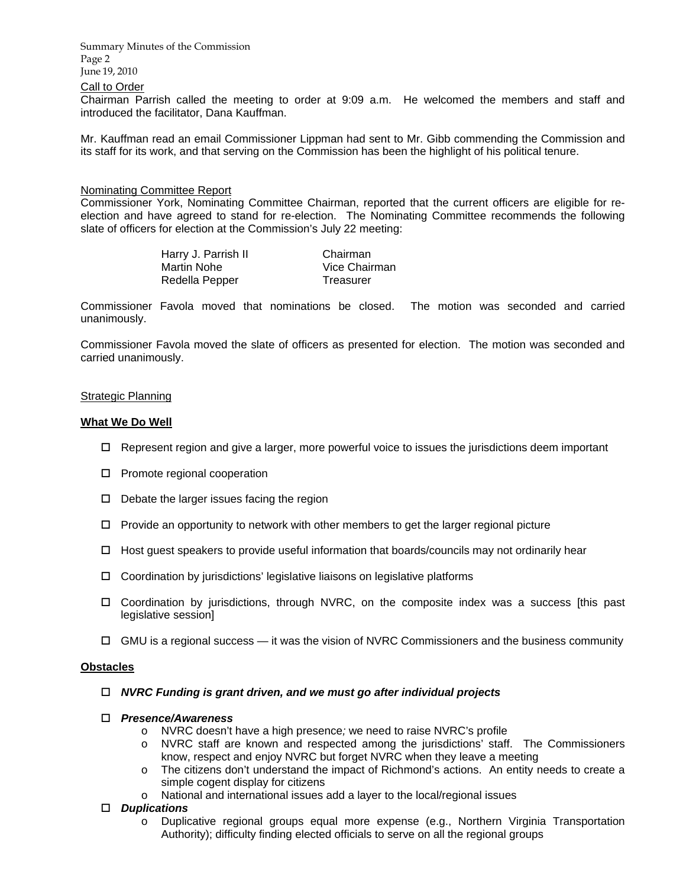Call to Order

Chairman Parrish called the meeting to order at 9:09 a.m. He welcomed the members and staff and introduced the facilitator, Dana Kauffman.

Mr. Kauffman read an email Commissioner Lippman had sent to Mr. Gibb commending the Commission and its staff for its work, and that serving on the Commission has been the highlight of his political tenure.

Nominating Committee Report

Commissioner York, Nominating Committee Chairman, reported that the current officers are eligible for re-election and have agreed to stand for re-election. The Nominating Committee recommends the following slate of officers for election at the Commission's July 22 meeting:

| | |
|---|---|
| Harry J. Parrish II | Chairman |
| Martin Nohe | Vice Chairman |
| Redella Pepper | Treasurer |

Commissioner Favola moved that nominations be closed. The motion was seconded and carried unanimously.

Commissioner Favola moved the slate of officers as presented for election. The motion was seconded and carried unanimously.

Strategic Planning

**What We Do Well**

- Represent region and give a larger, more powerful voice to issues the jurisdictions deem important
- Promote regional cooperation
- Debate the larger issues facing the region
- Provide an opportunity to network with other members to get the larger regional picture
- Host guest speakers to provide useful information that boards/councils may not ordinarily hear
- Coordination by jurisdictions' legislative liaisons on legislative platforms
- Coordination by jurisdictions, through NVRC, on the composite index was a success [this past legislative session]
- GMU is a regional success — it was the vision of NVRC Commissioners and the business community

**Obstacles**

- ***NVRC Funding is grant driven, and we must go after individual projects***
- ***Presence/Awareness***
  - NVRC doesn't have a high presence; we need to raise NVRC's profile
  - NVRC staff are known and respected among the jurisdictions' staff. The Commissioners know, respect and enjoy NVRC but forget NVRC when they leave a meeting
  - The citizens don't understand the impact of Richmond's actions. An entity needs to create a simple cogent display for citizens
  - National and international issues add a layer to the local/regional issues
- ***Duplications***
  - Duplicative regional groups equal more expense (e.g., Northern Virginia Transportation Authority); difficulty finding elected officials to serve on all the regional groups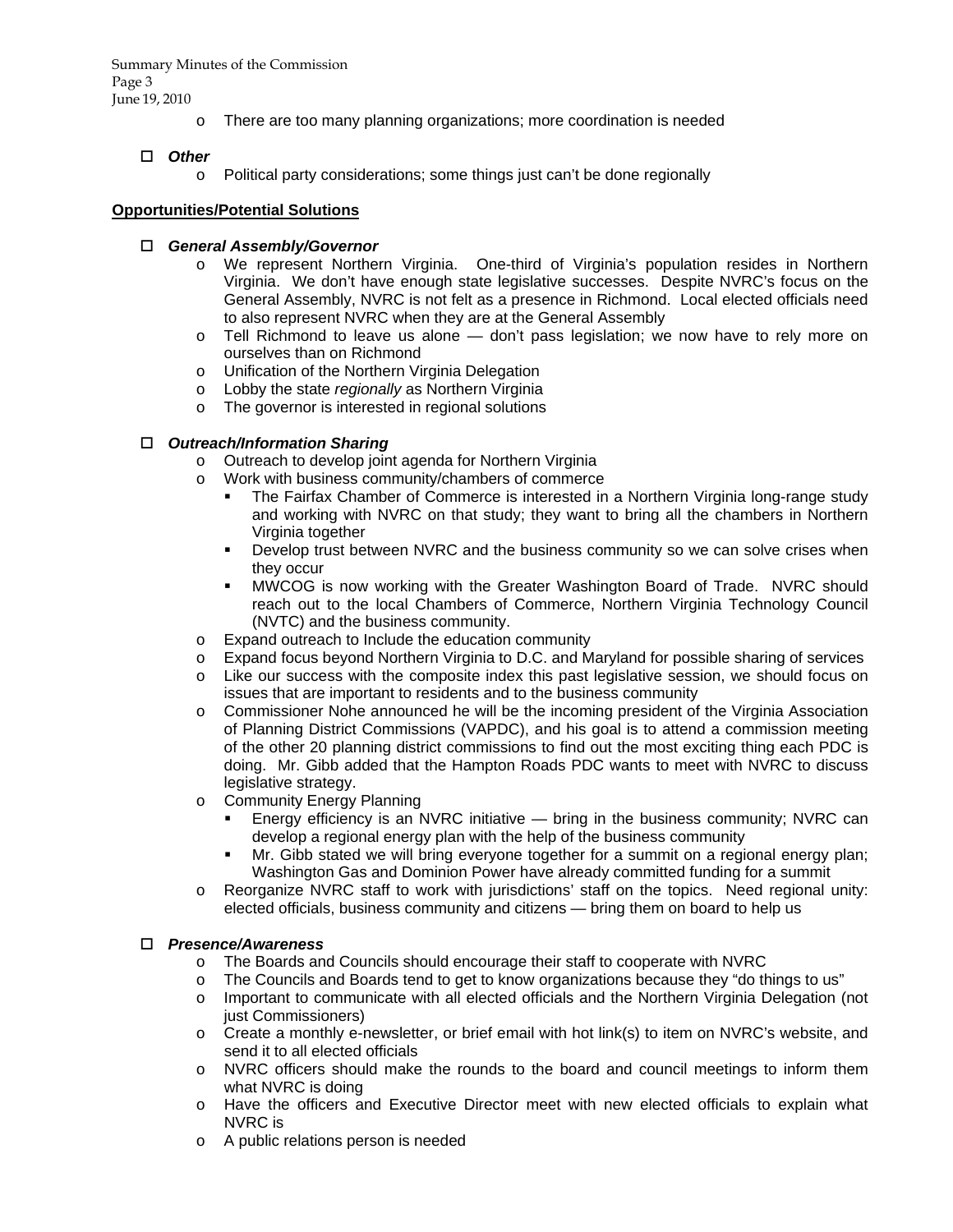- There are too many planning organizations; more coordination is needed

- ***Other***
  - Political party considerations; some things just can't be done regionally

**Opportunities/Potential Solutions**

- ***General Assembly/Governor***
  - We represent Northern Virginia. One-third of Virginia's population resides in Northern Virginia. We don't have enough state legislative successes. Despite NVRC's focus on the General Assembly, NVRC is not felt as a presence in Richmond. Local elected officials need to also represent NVRC when they are at the General Assembly
  - Tell Richmond to leave us alone — don't pass legislation; we now have to rely more on ourselves than on Richmond
  - Unification of the Northern Virginia Delegation
  - Lobby the state *regionally* as Northern Virginia
  - The governor is interested in regional solutions

- ***Outreach/Information Sharing***
  - Outreach to develop joint agenda for Northern Virginia
  - Work with business community/chambers of commerce
    - The Fairfax Chamber of Commerce is interested in a Northern Virginia long-range study and working with NVRC on that study; they want to bring all the chambers in Northern Virginia together
    - Develop trust between NVRC and the business community so we can solve crises when they occur
    - MWCOG is now working with the Greater Washington Board of Trade. NVRC should reach out to the local Chambers of Commerce, Northern Virginia Technology Council (NVTC) and the business community.
  - Expand outreach to Include the education community
  - Expand focus beyond Northern Virginia to D.C. and Maryland for possible sharing of services
  - Like our success with the composite index this past legislative session, we should focus on issues that are important to residents and to the business community
  - Commissioner Nohe announced he will be the incoming president of the Virginia Association of Planning District Commissions (VAPDC), and his goal is to attend a commission meeting of the other 20 planning district commissions to find out the most exciting thing each PDC is doing. Mr. Gibb added that the Hampton Roads PDC wants to meet with NVRC to discuss legislative strategy.
  - Community Energy Planning
    - Energy efficiency is an NVRC initiative — bring in the business community; NVRC can develop a regional energy plan with the help of the business community
    - Mr. Gibb stated we will bring everyone together for a summit on a regional energy plan; Washington Gas and Dominion Power have already committed funding for a summit
  - Reorganize NVRC staff to work with jurisdictions' staff on the topics. Need regional unity: elected officials, business community and citizens — bring them on board to help us

- ***Presence/Awareness***
  - The Boards and Councils should encourage their staff to cooperate with NVRC
  - The Councils and Boards tend to get to know organizations because they "do things to us"
  - Important to communicate with all elected officials and the Northern Virginia Delegation (not just Commissioners)
  - Create a monthly e-newsletter, or brief email with hot link(s) to item on NVRC's website, and send it to all elected officials
  - NVRC officers should make the rounds to the board and council meetings to inform them what NVRC is doing
  - Have the officers and Executive Director meet with new elected officials to explain what NVRC is
  - A public relations person is needed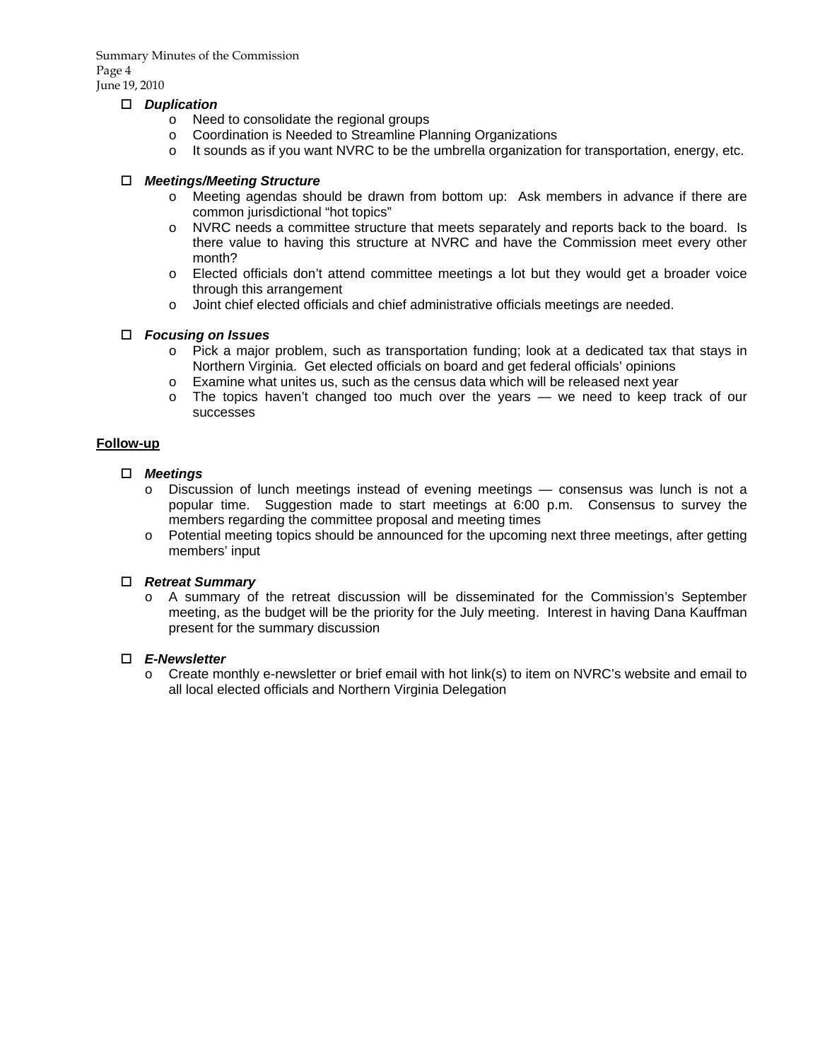- ***Duplication***
  - Need to consolidate the regional groups
  - Coordination is Needed to Streamline Planning Organizations
  - It sounds as if you want NVRC to be the umbrella organization for transportation, energy, etc.

- ***Meetings/Meeting Structure***
  - Meeting agendas should be drawn from bottom up: Ask members in advance if there are common jurisdictional "hot topics"
  - NVRC needs a committee structure that meets separately and reports back to the board. Is there value to having this structure at NVRC and have the Commission meet every other month?
  - Elected officials don't attend committee meetings a lot but they would get a broader voice through this arrangement
  - Joint chief elected officials and chief administrative officials meetings are needed.

- ***Focusing on Issues***
  - Pick a major problem, such as transportation funding; look at a dedicated tax that stays in Northern Virginia. Get elected officials on board and get federal officials' opinions
  - Examine what unites us, such as the census data which will be released next year
  - The topics haven't changed too much over the years — we need to keep track of our successes

**Follow-up**

- ***Meetings***
  - Discussion of lunch meetings instead of evening meetings — consensus was lunch is not a popular time. Suggestion made to start meetings at 6:00 p.m. Consensus to survey the members regarding the committee proposal and meeting times
  - Potential meeting topics should be announced for the upcoming next three meetings, after getting members' input

- ***Retreat Summary***
  - A summary of the retreat discussion will be disseminated for the Commission's September meeting, as the budget will be the priority for the July meeting. Interest in having Dana Kauffman present for the summary discussion

- ***E-Newsletter***
  - Create monthly e-newsletter or brief email with hot link(s) to item on NVRC's website and email to all local elected officials and Northern Virginia Delegation